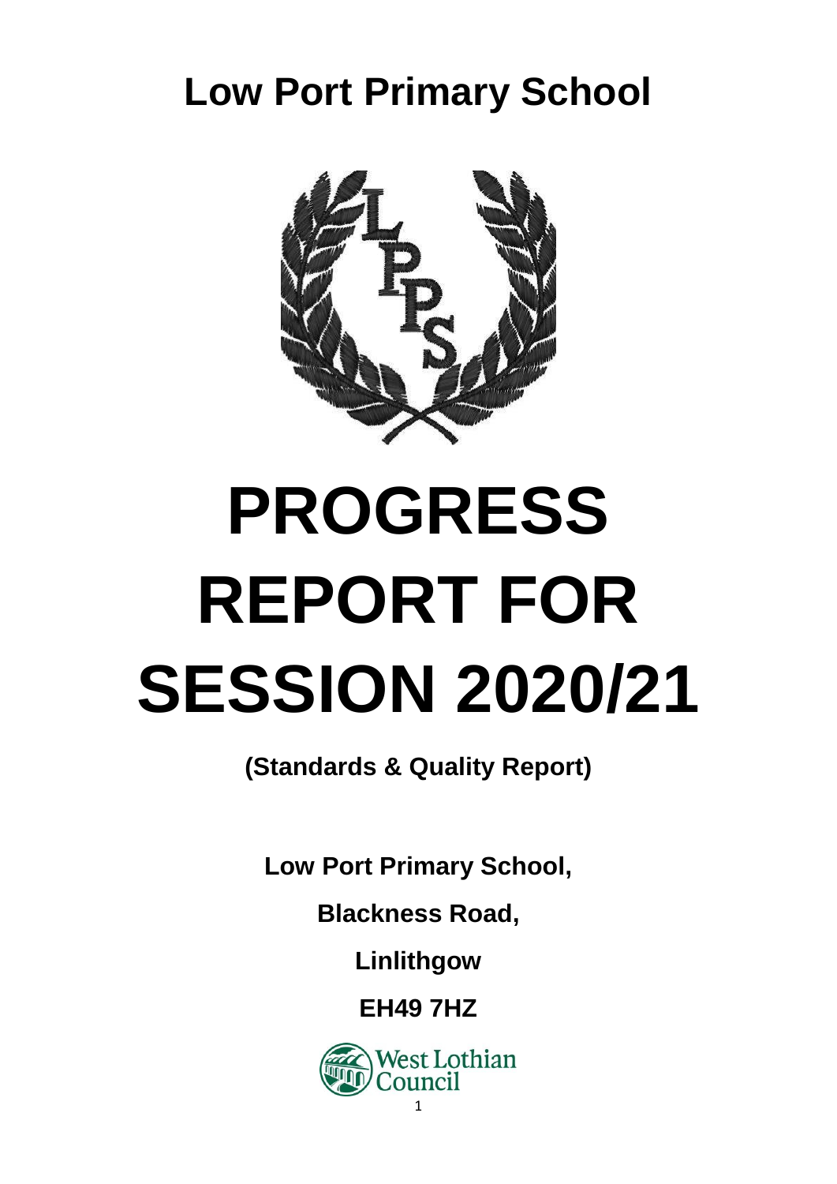# Low Port Primary School

# PROGRESS REPORT FOR SESSION 2020/21

**(Standards & Quality Report)**

**Low Port Primary School,**

**Blackness Road,**

**Linlithgow**

**EH49 7HZ**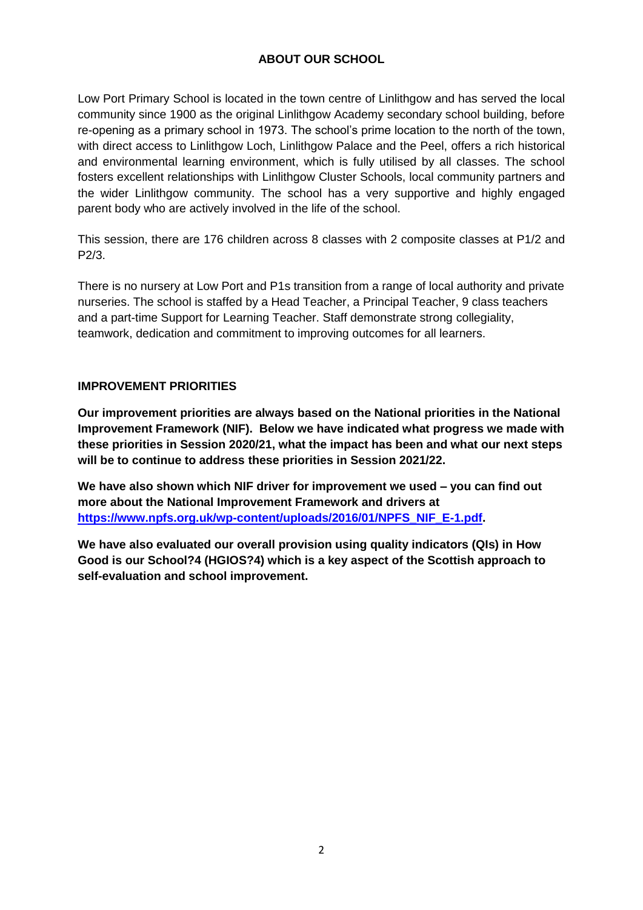## ABOUT OUR SCHOOL

Low Port Primary School is located in the town centre of Linlithgow and has served the local community since 1900 as the original Linlithgow Academy secondary school building, before re-opening as a primary school in 1973. The school's prime location to the north of the town, with direct access to Linlithgow Loch, Linlithgow Palace and the Peel, offers a rich historical and environmental learning environment, which is fully utilised by all classes. The school fosters excellent relationships with Linlithgow Cluster Schools, local community partners and the wider Linlithgow community. The school has a very supportive and highly engaged parent body who are actively involved in the life of the school.

This session, there are 176 children across 8 classes with 2 composite classes at P1/2 and P2/3.

There is no nursery at Low Port and P1s transition from a range of local authority and private nurseries. The school is staffed by a Head Teacher, a Principal Teacher, 9 class teachers and a part-time Support for Learning Teacher. Staff demonstrate strong collegiality, teamwork, dedication and commitment to improving outcomes for all learners.

## IMPROVEMENT PRIORITIES

**Our improvement priorities are always based on the National priorities in the National Improvement Framework (NIF). Below we have indicated what progress we made with these priorities in Session 2020/21, what the impact has been and what our next steps will be to continue to address these priorities in Session 2021/22.**

**We have also shown which NIF driver for improvement we used – you can find out more about the National Improvement Framework and drivers at [https://www.npfs.org.uk/wp-content/uploads/2016/01/NPFS_NIF_E-1.pdf](https://www.npfs.org.uk/wp-content/uploads/2016/01/NPFS_NIF_E-1.pdf).**

**We have also evaluated our overall provision using quality indicators (QIs) in How Good is our School?4 (HGIOS?4) which is a key aspect of the Scottish approach to self-evaluation and school improvement.**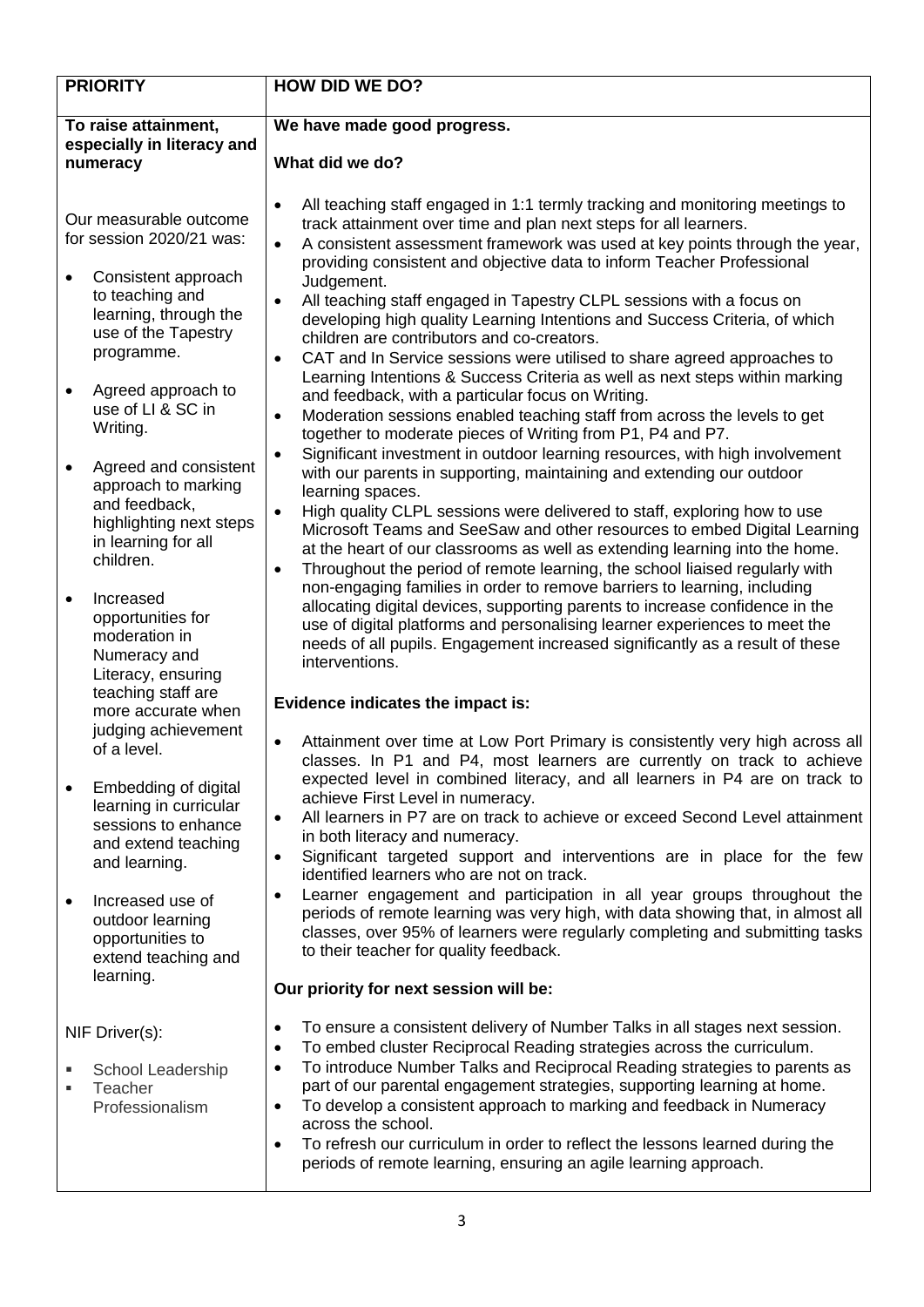| **PRIORITY** | **HOW DID WE DO?** |
| --- | --- |
| **To raise attainment, especially in literacy and numeracy**<br><br>Our measurable outcome for session 2020/21 was:<br><br>• Consistent approach to teaching and learning, through the use of the Tapestry programme.<br>• Agreed approach to use of LI & SC in Writing.<br>• Agreed and consistent approach to marking and feedback, highlighting next steps in learning for all children.<br>• Increased opportunities for moderation in Numeracy and Literacy, ensuring teaching staff are more accurate when judging achievement of a level.<br>• Embedding of digital learning in curricular sessions to enhance and extend teaching and learning.<br>• Increased use of outdoor learning opportunities to extend teaching and learning.<br><br>NIF Driver(s):<br><br>▪ School Leadership<br>▪ Teacher Professionalism | **We have made good progress.**<br><br>**What did we do?**<br><br>• All teaching staff engaged in 1:1 termly tracking and monitoring meetings to track attainment over time and plan next steps for all learners.<br>• A consistent assessment framework was used at key points through the year, providing consistent and objective data to inform Teacher Professional Judgement.<br>• All teaching staff engaged in Tapestry CLPL sessions with a focus on developing high quality Learning Intentions and Success Criteria, of which children are contributors and co-creators.<br>• CAT and In Service sessions were utilised to share agreed approaches to Learning Intentions & Success Criteria as well as next steps within marking and feedback, with a particular focus on Writing.<br>• Moderation sessions enabled teaching staff from across the levels to get together to moderate pieces of Writing from P1, P4 and P7.<br>• Significant investment in outdoor learning resources, with high involvement with our parents in supporting, maintaining and extending our outdoor learning spaces.<br>• High quality CLPL sessions were delivered to staff, exploring how to use Microsoft Teams and SeeSaw and other resources to embed Digital Learning at the heart of our classrooms as well as extending learning into the home.<br>• Throughout the period of remote learning, the school liaised regularly with non-engaging families in order to remove barriers to learning, including allocating digital devices, supporting parents to increase confidence in the use of digital platforms and personalising learner experiences to meet the needs of all pupils. Engagement increased significantly as a result of these interventions.<br><br>**Evidence indicates the impact is:**<br><br>• Attainment over time at Low Port Primary is consistently very high across all classes. In P1 and P4, most learners are currently on track to achieve expected level in combined literacy, and all learners in P4 are on track to achieve First Level in numeracy.<br>• All learners in P7 are on track to achieve or exceed Second Level attainment in both literacy and numeracy.<br>• Significant targeted support and interventions are in place for the few identified learners who are not on track.<br>• Learner engagement and participation in all year groups throughout the periods of remote learning was very high, with data showing that, in almost all classes, over 95% of learners were regularly completing and submitting tasks to their teacher for quality feedback.<br><br>**Our priority for next session will be:**<br><br>• To ensure a consistent delivery of Number Talks in all stages next session.<br>• To embed cluster Reciprocal Reading strategies across the curriculum.<br>• To introduce Number Talks and Reciprocal Reading strategies to parents as part of our parental engagement strategies, supporting learning at home.<br>• To develop a consistent approach to marking and feedback in Numeracy across the school.<br>• To refresh our curriculum in order to reflect the lessons learned during the periods of remote learning, ensuring an agile learning approach. |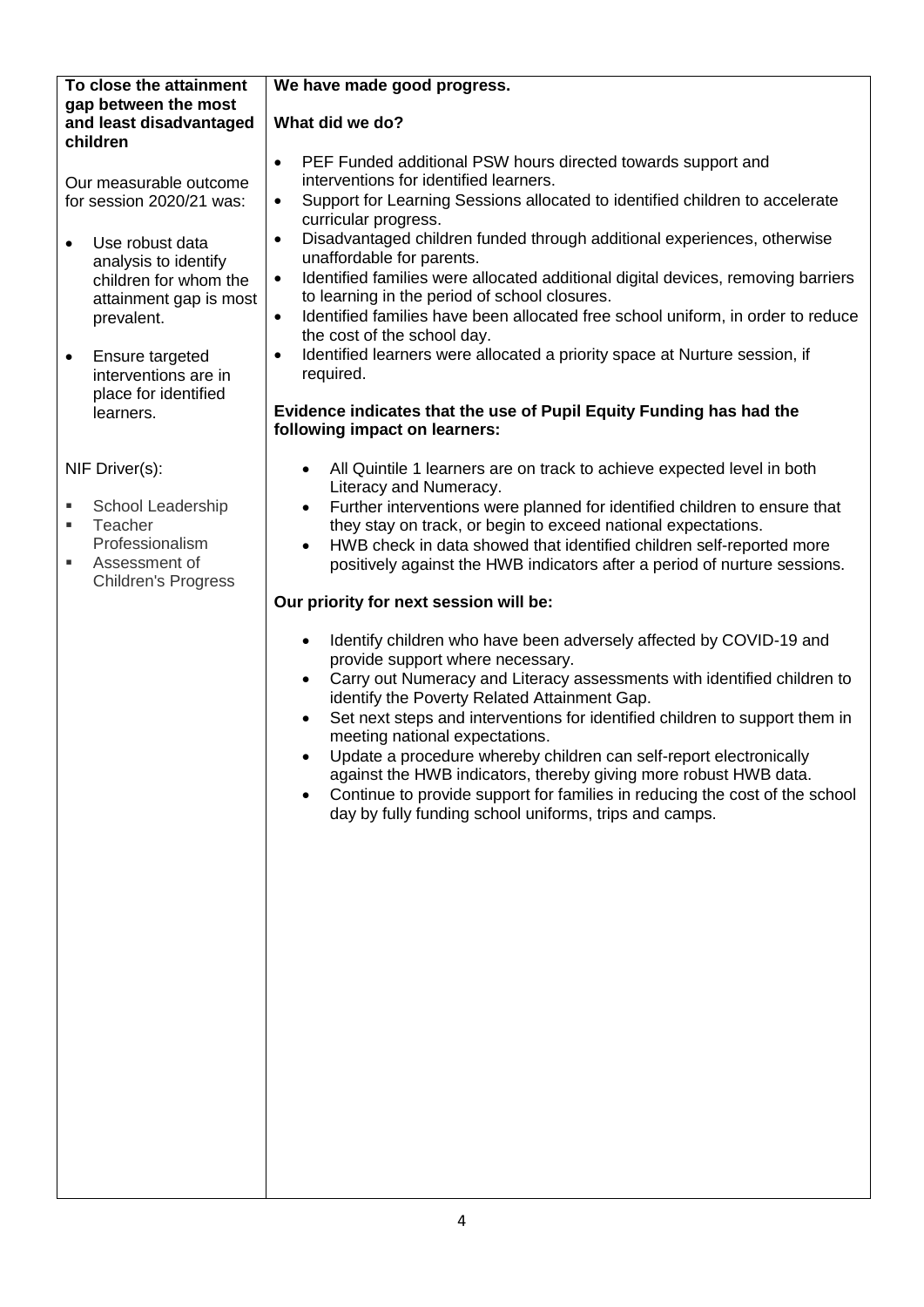| **To close the attainment gap between the most and least disadvantaged children**<br><br>Our measurable outcome for session 2020/21 was:<br><br>• Use robust data analysis to identify children for whom the attainment gap is most prevalent.<br><br>• Ensure targeted interventions are in place for identified learners.<br><br>NIF Driver(s):<br><br>▪ School Leadership<br>▪ Teacher Professionalism<br>▪ Assessment of Children's Progress | **We have made good progress.**<br><br>**What did we do?**<br><br>• PEF Funded additional PSW hours directed towards support and interventions for identified learners.<br>• Support for Learning Sessions allocated to identified children to accelerate curricular progress.<br>• Disadvantaged children funded through additional experiences, otherwise unaffordable for parents.<br>• Identified families were allocated additional digital devices, removing barriers to learning in the period of school closures.<br>• Identified families have been allocated free school uniform, in order to reduce the cost of the school day.<br>• Identified learners were allocated a priority space at Nurture session, if required.<br><br>**Evidence indicates that the use of Pupil Equity Funding has had the following impact on learners:**<br><br>• All Quintile 1 learners are on track to achieve expected level in both Literacy and Numeracy.<br>• Further interventions were planned for identified children to ensure that they stay on track, or begin to exceed national expectations.<br>• HWB check in data showed that identified children self-reported more positively against the HWB indicators after a period of nurture sessions.<br><br>**Our priority for next session will be:**<br><br>• Identify children who have been adversely affected by COVID-19 and provide support where necessary.<br>• Carry out Numeracy and Literacy assessments with identified children to identify the Poverty Related Attainment Gap.<br>• Set next steps and interventions for identified children to support them in meeting national expectations.<br>• Update a procedure whereby children can self-report electronically against the HWB indicators, thereby giving more robust HWB data.<br>• Continue to provide support for families in reducing the cost of the school day by fully funding school uniforms, trips and camps. |
|---|---|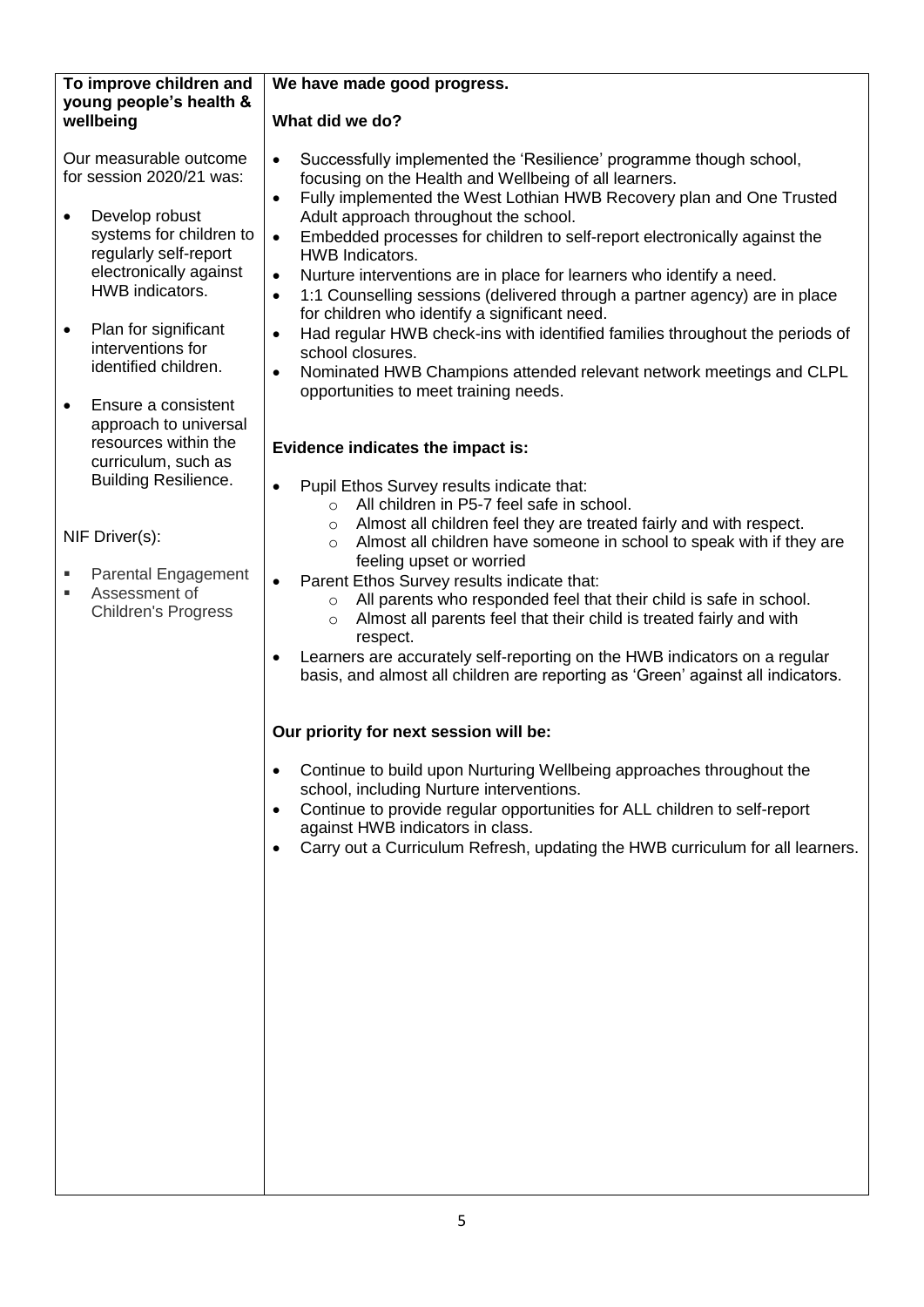| **To improve children and young people's health & wellbeing** | **We have made good progress.** |
|---|---|
| Our measurable outcome for session 2020/21 was:<br><br>• Develop robust systems for children to regularly self-report electronically against HWB indicators.<br><br>• Plan for significant interventions for identified children.<br><br>• Ensure a consistent approach to universal resources within the curriculum, such as Building Resilience.<br><br>NIF Driver(s):<br><br>▪ Parental Engagement<br>▪ Assessment of Children's Progress | **What did we do?**<br><br>• Successfully implemented the 'Resilience' programme though school, focusing on the Health and Wellbeing of all learners.<br>• Fully implemented the West Lothian HWB Recovery plan and One Trusted Adult approach throughout the school.<br>• Embedded processes for children to self-report electronically against the HWB Indicators.<br>• Nurture interventions are in place for learners who identify a need.<br>• 1:1 Counselling sessions (delivered through a partner agency) are in place for children who identify a significant need.<br>• Had regular HWB check-ins with identified families throughout the periods of school closures.<br>• Nominated HWB Champions attended relevant network meetings and CLPL opportunities to meet training needs.<br><br>**Evidence indicates the impact is:**<br><br>• Pupil Ethos Survey results indicate that:<br>&nbsp;&nbsp;&nbsp;&nbsp;○ All children in P5-7 feel safe in school.<br>&nbsp;&nbsp;&nbsp;&nbsp;○ Almost all children feel they are treated fairly and with respect.<br>&nbsp;&nbsp;&nbsp;&nbsp;○ Almost all children have someone in school to speak with if they are feeling upset or worried<br>• Parent Ethos Survey results indicate that:<br>&nbsp;&nbsp;&nbsp;&nbsp;○ All parents who responded feel that their child is safe in school.<br>&nbsp;&nbsp;&nbsp;&nbsp;○ Almost all parents feel that their child is treated fairly and with respect.<br>• Learners are accurately self-reporting on the HWB indicators on a regular basis, and almost all children are reporting as 'Green' against all indicators.<br><br>**Our priority for next session will be:**<br><br>• Continue to build upon Nurturing Wellbeing approaches throughout the school, including Nurture interventions.<br>• Continue to provide regular opportunities for ALL children to self-report against HWB indicators in class.<br>• Carry out a Curriculum Refresh, updating the HWB curriculum for all learners. |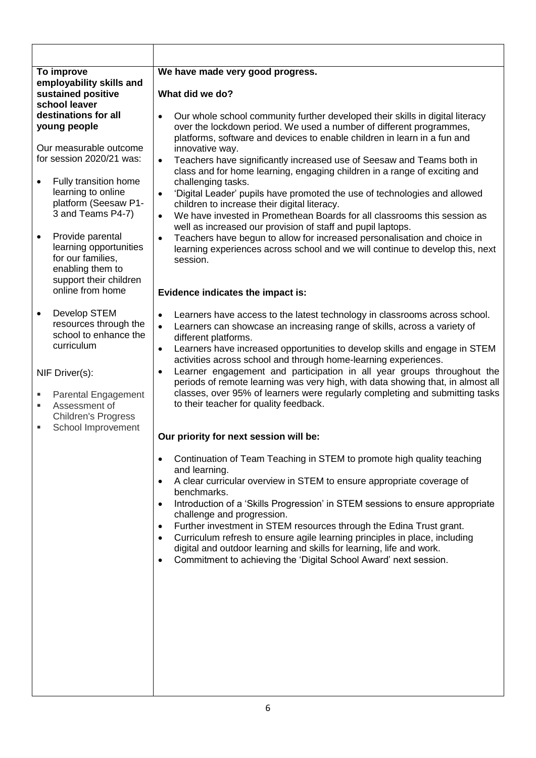| | |
|---|---|
| **To improve employability skills and sustained positive school leaver destinations for all young people**<br><br>Our measurable outcome for session 2020/21 was:<br><br>• Fully transition home learning to online platform (Seesaw P1-3 and Teams P4-7)<br><br>• Provide parental learning opportunities for our families, enabling them to support their children online from home<br><br>• Develop STEM resources through the school to enhance the curriculum<br><br>NIF Driver(s):<br><br>▪ Parental Engagement<br>▪ Assessment of Children's Progress<br>▪ School Improvement | **We have made very good progress.**<br><br>**What did we do?**<br><br>• Our whole school community further developed their skills in digital literacy over the lockdown period. We used a number of different programmes, platforms, software and devices to enable children in learn in a fun and innovative way.<br>• Teachers have significantly increased use of Seesaw and Teams both in class and for home learning, engaging children in a range of exciting and challenging tasks.<br>• 'Digital Leader' pupils have promoted the use of technologies and allowed children to increase their digital literacy.<br>• We have invested in Promethean Boards for all classrooms this session as well as increased our provision of staff and pupil laptops.<br>• Teachers have begun to allow for increased personalisation and choice in learning experiences across school and we will continue to develop this, next session.<br><br>**Evidence indicates the impact is:**<br><br>• Learners have access to the latest technology in classrooms across school.<br>• Learners can showcase an increasing range of skills, across a variety of different platforms.<br>• Learners have increased opportunities to develop skills and engage in STEM activities across school and through home-learning experiences.<br>• Learner engagement and participation in all year groups throughout the periods of remote learning was very high, with data showing that, in almost all classes, over 95% of learners were regularly completing and submitting tasks to their teacher for quality feedback.<br><br>**Our priority for next session will be:**<br><br>• Continuation of Team Teaching in STEM to promote high quality teaching and learning.<br>• A clear curricular overview in STEM to ensure appropriate coverage of benchmarks.<br>• Introduction of a 'Skills Progression' in STEM sessions to ensure appropriate challenge and progression.<br>• Further investment in STEM resources through the Edina Trust grant.<br>• Curriculum refresh to ensure agile learning principles in place, including digital and outdoor learning and skills for learning, life and work.<br>• Commitment to achieving the 'Digital School Award' next session. |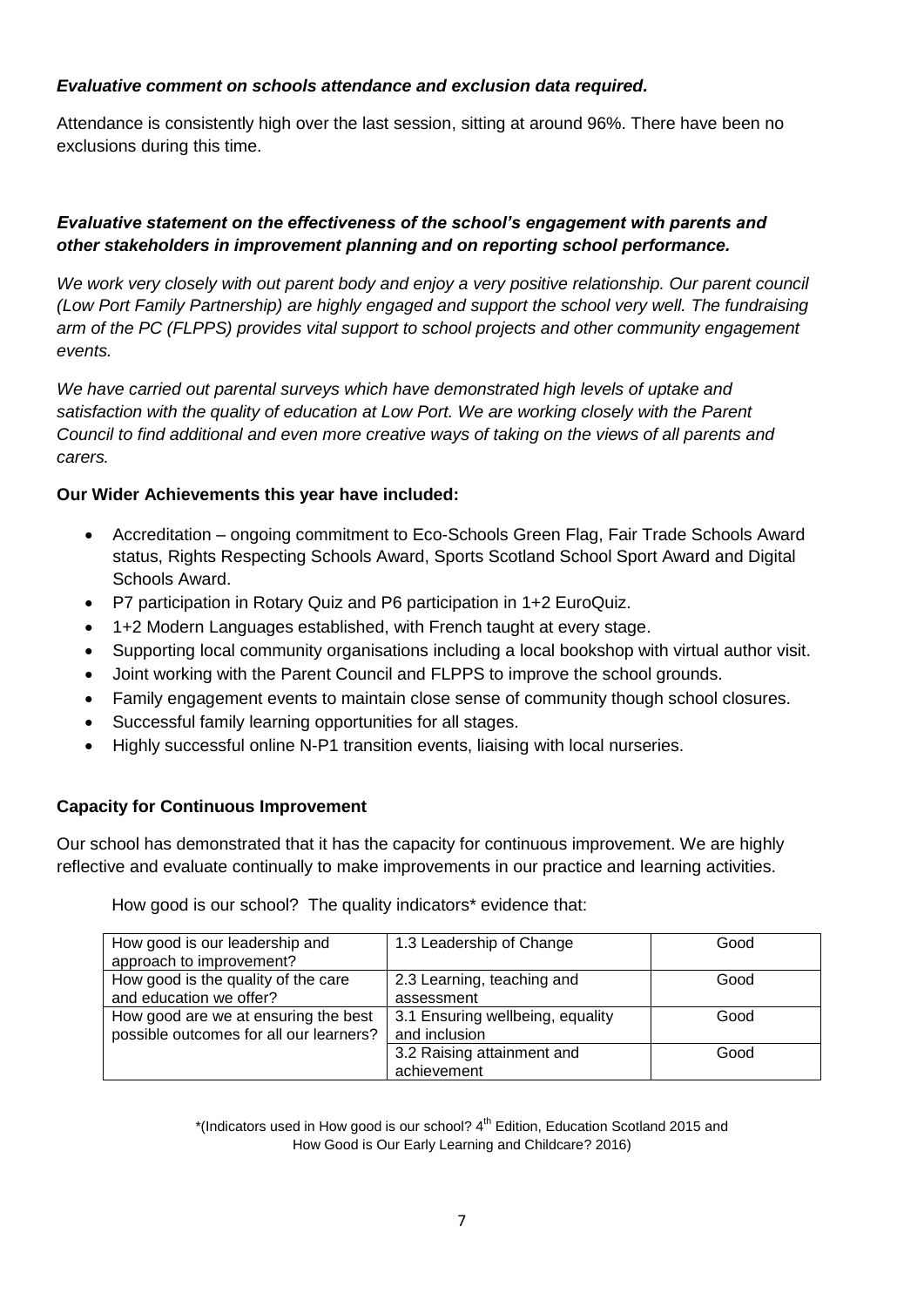***Evaluative comment on schools attendance and exclusion data required.***

Attendance is consistently high over the last session, sitting at around 96%. There have been no exclusions during this time.

***Evaluative statement on the effectiveness of the school's engagement with parents and other stakeholders in improvement planning and on reporting school performance.***

*We work very closely with out parent body and enjoy a very positive relationship. Our parent council (Low Port Family Partnership) are highly engaged and support the school very well. The fundraising arm of the PC (FLPPS) provides vital support to school projects and other community engagement events.*

*We have carried out parental surveys which have demonstrated high levels of uptake and satisfaction with the quality of education at Low Port. We are working closely with the Parent Council to find additional and even more creative ways of taking on the views of all parents and carers.*

**Our Wider Achievements this year have included:**

- Accreditation – ongoing commitment to Eco-Schools Green Flag, Fair Trade Schools Award status, Rights Respecting Schools Award, Sports Scotland School Sport Award and Digital Schools Award.
- P7 participation in Rotary Quiz and P6 participation in 1+2 EuroQuiz.
- 1+2 Modern Languages established, with French taught at every stage.
- Supporting local community organisations including a local bookshop with virtual author visit.
- Joint working with the Parent Council and FLPPS to improve the school grounds.
- Family engagement events to maintain close sense of community though school closures.
- Successful family learning opportunities for all stages.
- Highly successful online N-P1 transition events, liaising with local nurseries.

**Capacity for Continuous Improvement**

Our school has demonstrated that it has the capacity for continuous improvement. We are highly reflective and evaluate continually to make improvements in our practice and learning activities.

How good is our school? The quality indicators* evidence that:

| | | |
|---|---|---|
| How good is our leadership and approach to improvement? | 1.3 Leadership of Change | Good |
| How good is the quality of the care and education we offer? | 2.3 Learning, teaching and assessment | Good |
| How good are we at ensuring the best possible outcomes for all our learners? | 3.1 Ensuring wellbeing, equality and inclusion | Good |
| | 3.2 Raising attainment and achievement | Good |

*(Indicators used in How good is our school? 4th Edition, Education Scotland 2015 and How Good is Our Early Learning and Childcare? 2016)